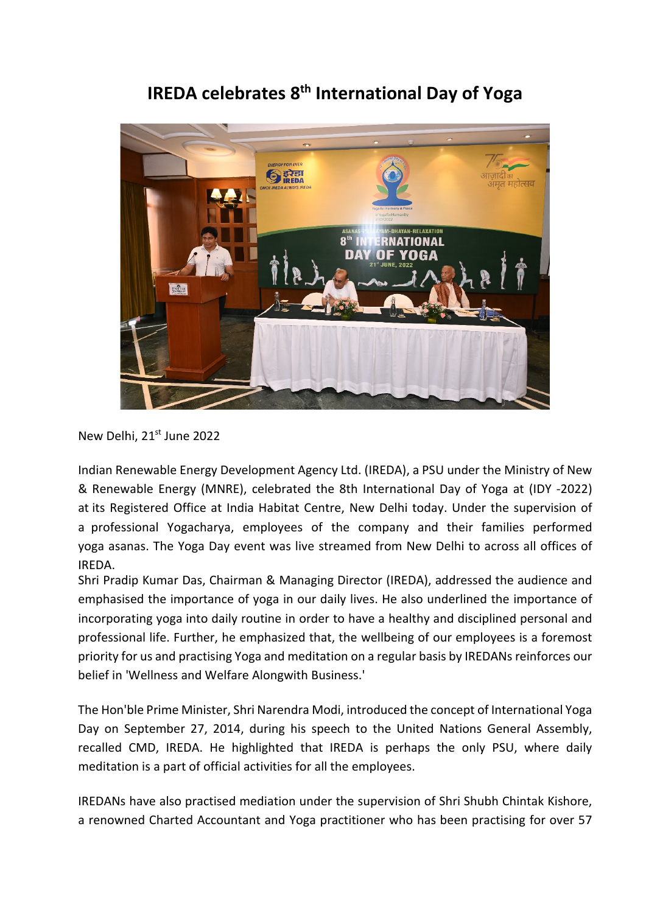# IREDA celebrates 8th International Day of Yoga

New Delhi, 21st June 2022

Indian Renewable Energy Development Agency Ltd. (IREDA), a PSU under the Ministry of New & Renewable Energy (MNRE), celebrated the 8th International Day of Yoga at (IDY -2022) at its Registered Office at India Habitat Centre, New Delhi today. Under the supervision of a professional Yogacharya, employees of the company and their families performed yoga asanas. The Yoga Day event was live streamed from New Delhi to across all offices of IREDA.
Shri Pradip Kumar Das, Chairman & Managing Director (IREDA), addressed the audience and emphasised the importance of yoga in our daily lives. He also underlined the importance of incorporating yoga into daily routine in order to have a healthy and disciplined personal and professional life. Further, he emphasized that, the wellbeing of our employees is a foremost priority for us and practising Yoga and meditation on a regular basis by IREDANs reinforces our belief in 'Wellness and Welfare Alongwith Business.'

The Hon'ble Prime Minister, Shri Narendra Modi, introduced the concept of International Yoga Day on September 27, 2014, during his speech to the United Nations General Assembly, recalled CMD, IREDA. He highlighted that IREDA is perhaps the only PSU, where daily meditation is a part of official activities for all the employees.

IREDANs have also practised mediation under the supervision of Shri Shubh Chintak Kishore, a renowned Charted Accountant and Yoga practitioner who has been practising for over 57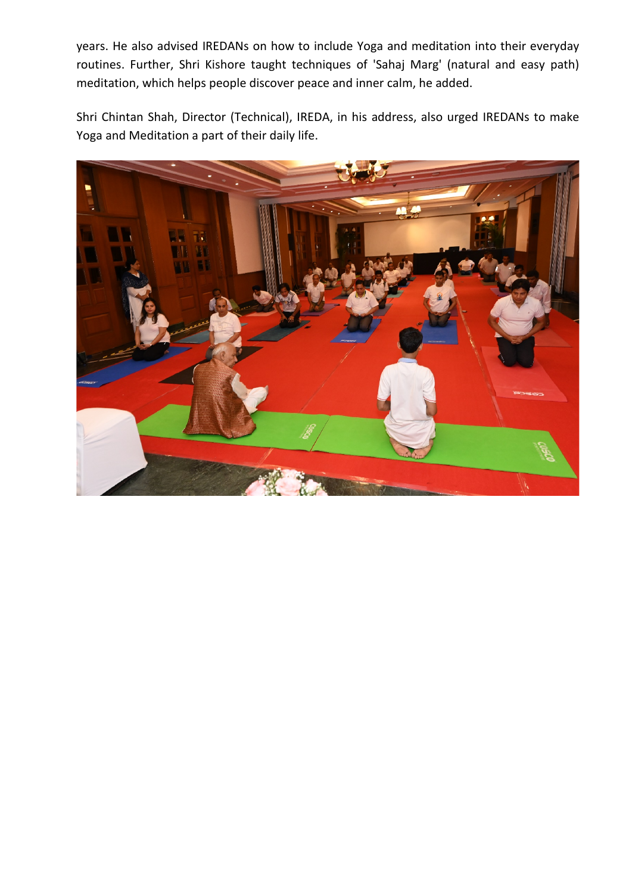years. He also advised IREDANs on how to include Yoga and meditation into their everyday routines. Further, Shri Kishore taught techniques of 'Sahaj Marg' (natural and easy path) meditation, which helps people discover peace and inner calm, he added.

Shri Chintan Shah, Director (Technical), IREDA, in his address, also urged IREDANs to make Yoga and Meditation a part of their daily life.